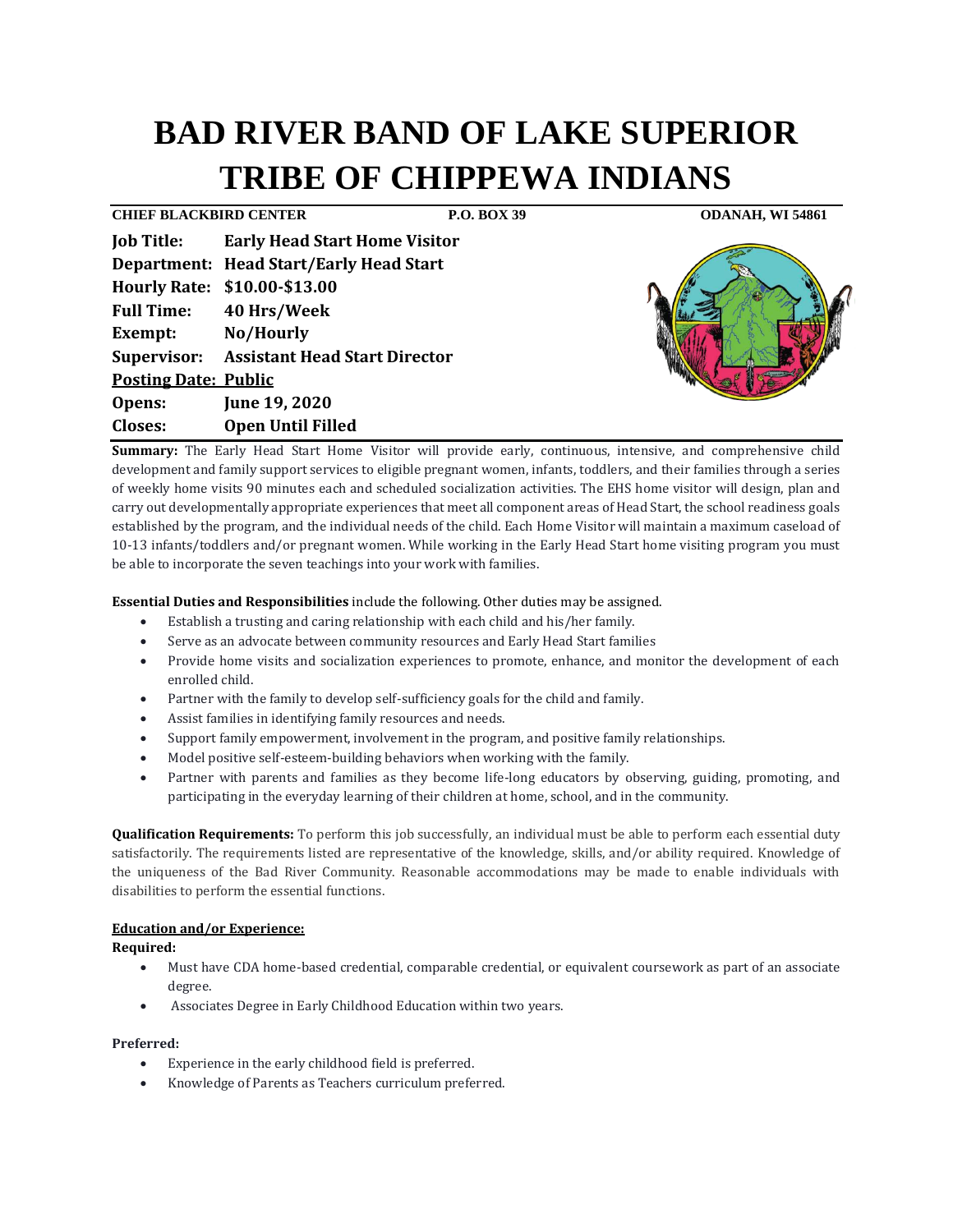# BAD RIVER BAND OF LAKE SUPERIOR TRIBE OF CHIPPEWA INDIANS

**CHIEF BLACKBIRD CENTER** **P.O. BOX 39** **ODANAH, WI 54861**

**Job Title:** **Early Head Start Home Visitor**
**Department:** **Head Start/Early Head Start**
**Hourly Rate:** **$10.00-$13.00**
**Full Time:** **40 Hrs/Week**
**Exempt:** **No/Hourly**
**Supervisor:** **Assistant Head Start Director**
**Posting Date:** **Public**
**Opens:** **June 19, 2020**
**Closes:** **Open Until Filled**

**Summary:** The Early Head Start Home Visitor will provide early, continuous, intensive, and comprehensive child development and family support services to eligible pregnant women, infants, toddlers, and their families through a series of weekly home visits 90 minutes each and scheduled socialization activities. The EHS home visitor will design, plan and carry out developmentally appropriate experiences that meet all component areas of Head Start, the school readiness goals established by the program, and the individual needs of the child. Each Home Visitor will maintain a maximum caseload of 10-13 infants/toddlers and/or pregnant women. While working in the Early Head Start home visiting program you must be able to incorporate the seven teachings into your work with families.

**Essential Duties and Responsibilities** include the following. Other duties may be assigned.

- Establish a trusting and caring relationship with each child and his/her family.
- Serve as an advocate between community resources and Early Head Start families
- Provide home visits and socialization experiences to promote, enhance, and monitor the development of each enrolled child.
- Partner with the family to develop self-sufficiency goals for the child and family.
- Assist families in identifying family resources and needs.
- Support family empowerment, involvement in the program, and positive family relationships.
- Model positive self-esteem-building behaviors when working with the family.
- Partner with parents and families as they become life-long educators by observing, guiding, promoting, and participating in the everyday learning of their children at home, school, and in the community.

**Qualification Requirements:** To perform this job successfully, an individual must be able to perform each essential duty satisfactorily. The requirements listed are representative of the knowledge, skills, and/or ability required. Knowledge of the uniqueness of the Bad River Community. Reasonable accommodations may be made to enable individuals with disabilities to perform the essential functions.

**Education and/or Experience:**

**Required:**

- Must have CDA home-based credential, comparable credential, or equivalent coursework as part of an associate degree.
- Associates Degree in Early Childhood Education within two years.

**Preferred:**

- Experience in the early childhood field is preferred.
- Knowledge of Parents as Teachers curriculum preferred.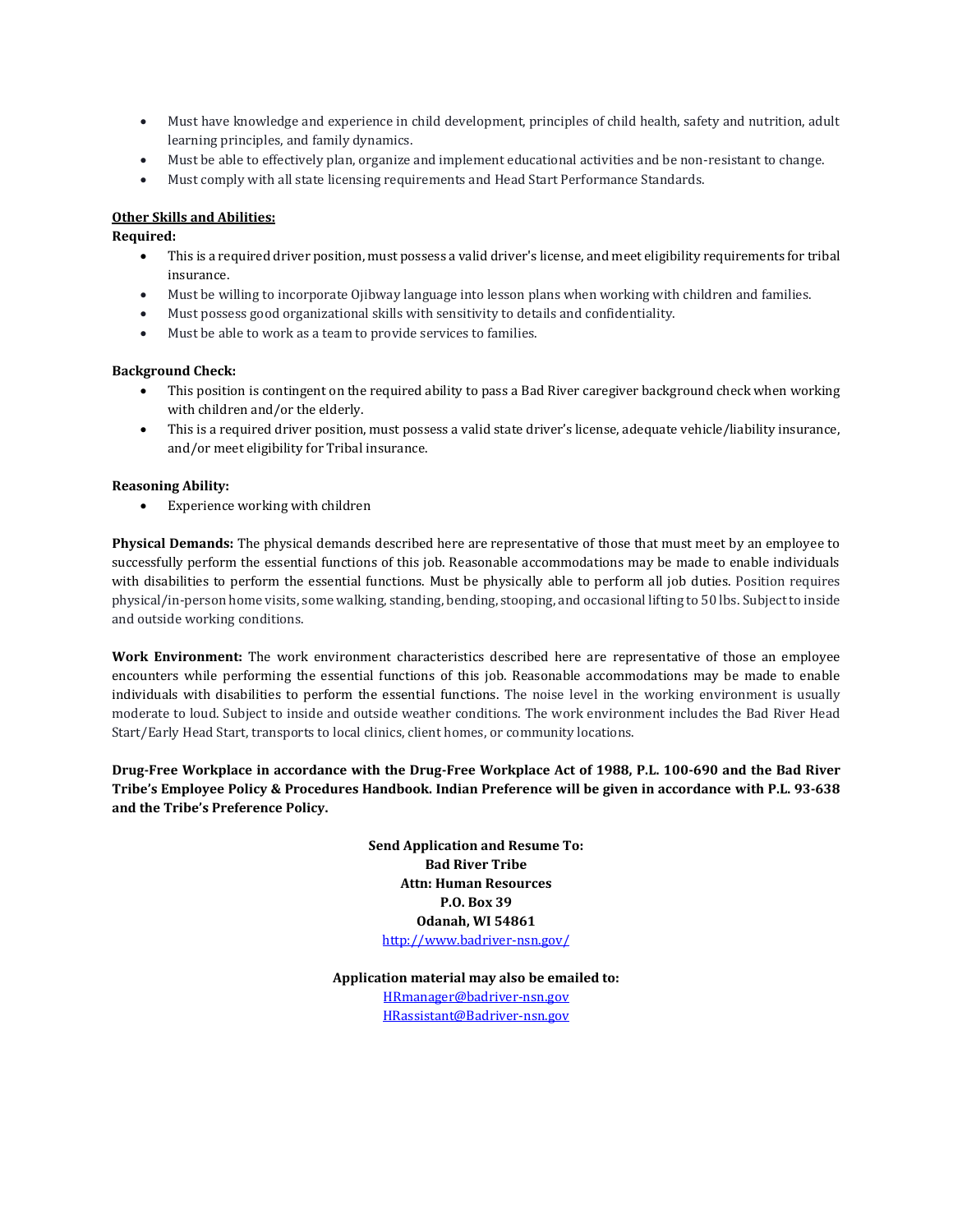- Must have knowledge and experience in child development, principles of child health, safety and nutrition, adult learning principles, and family dynamics.
- Must be able to effectively plan, organize and implement educational activities and be non-resistant to change.
- Must comply with all state licensing requirements and Head Start Performance Standards.

**Other Skills and Abilities:**

**Required:**

- This is a required driver position, must possess a valid driver's license, and meet eligibility requirements for tribal insurance.
- Must be willing to incorporate Ojibway language into lesson plans when working with children and families.
- Must possess good organizational skills with sensitivity to details and confidentiality.
- Must be able to work as a team to provide services to families.

**Background Check:**

- This position is contingent on the required ability to pass a Bad River caregiver background check when working with children and/or the elderly.
- This is a required driver position, must possess a valid state driver's license, adequate vehicle/liability insurance, and/or meet eligibility for Tribal insurance.

**Reasoning Ability:**

- Experience working with children

**Physical Demands:** The physical demands described here are representative of those that must meet by an employee to successfully perform the essential functions of this job. Reasonable accommodations may be made to enable individuals with disabilities to perform the essential functions. Must be physically able to perform all job duties. Position requires physical/in-person home visits, some walking, standing, bending, stooping, and occasional lifting to 50 lbs. Subject to inside and outside working conditions.

**Work Environment:** The work environment characteristics described here are representative of those an employee encounters while performing the essential functions of this job. Reasonable accommodations may be made to enable individuals with disabilities to perform the essential functions. The noise level in the working environment is usually moderate to loud. Subject to inside and outside weather conditions. The work environment includes the Bad River Head Start/Early Head Start, transports to local clinics, client homes, or community locations.

**Drug-Free Workplace in accordance with the Drug-Free Workplace Act of 1988, P.L. 100-690 and the Bad River Tribe's Employee Policy & Procedures Handbook. Indian Preference will be given in accordance with P.L. 93-638 and the Tribe's Preference Policy.**

**Send Application and Resume To:**
**Bad River Tribe**
**Attn: Human Resources**
**P.O. Box 39**
**Odanah, WI 54861**
http://www.badriver-nsn.gov/

**Application material may also be emailed to:**
HRmanager@badriver-nsn.gov
HRassistant@Badriver-nsn.gov